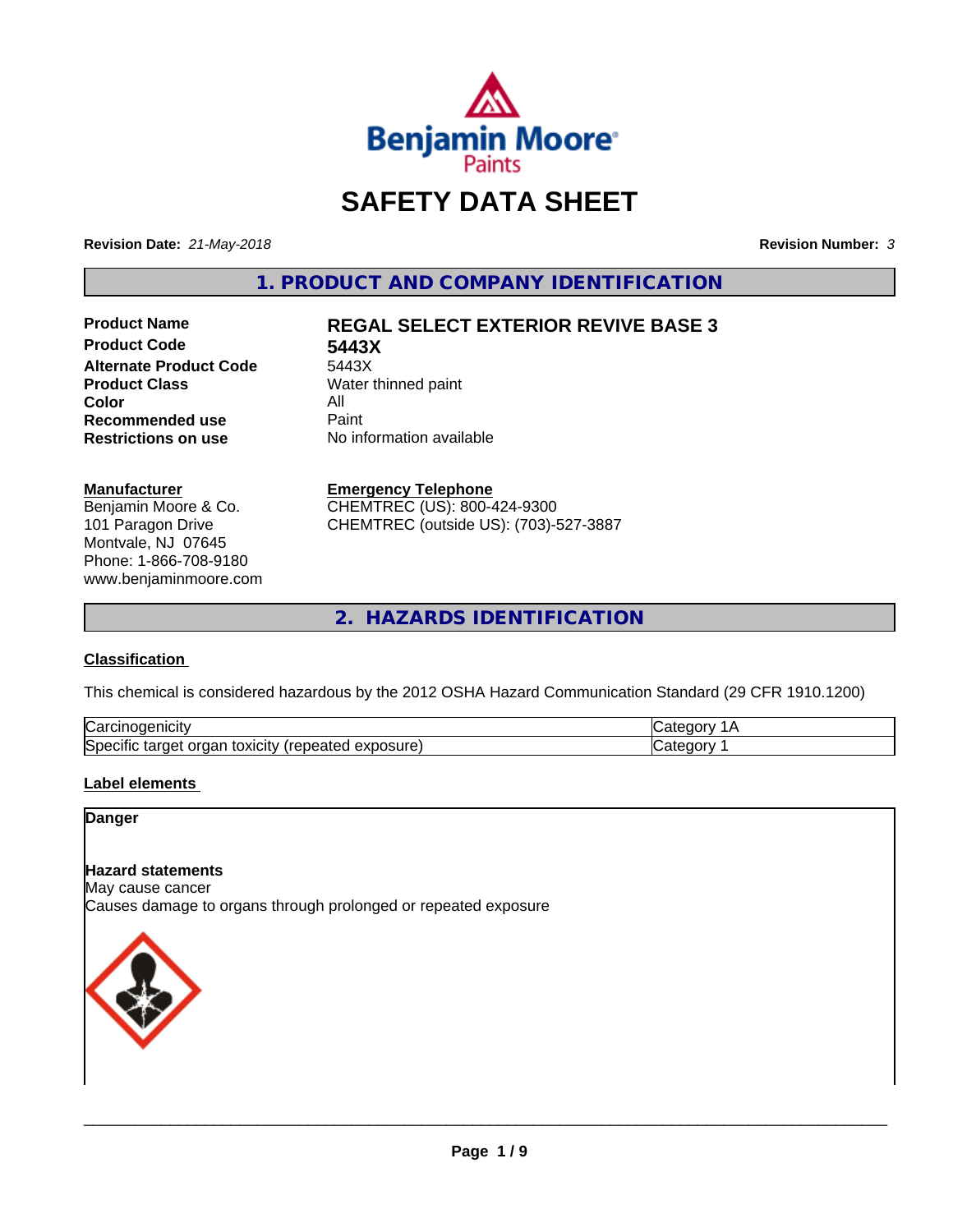# SAFETY DATA SHEET

**Revision Date:** *21-May-2018* **Revision Number:** *3*

## 1. PRODUCT AND COMPANY IDENTIFICATION

| | |
|---|---|
| **Product Name** | **REGAL SELECT EXTERIOR REVIVE BASE 3** |
| **Product Code** | **5443X** |
| **Alternate Product Code** | 5443X |
| **Product Class** | Water thinned paint |
| **Color** | All |
| **Recommended use** | Paint |
| **Restrictions on use** | No information available |

**Manufacturer**
Benjamin Moore & Co.
101 Paragon Drive
Montvale, NJ 07645
Phone: 1-866-708-9180
www.benjaminmoore.com

**Emergency Telephone**
CHEMTREC (US): 800-424-9300
CHEMTREC (outside US): (703)-527-3887

## 2. HAZARDS IDENTIFICATION

**Classification**

This chemical is considered hazardous by the 2012 OSHA Hazard Communication Standard (29 CFR 1910.1200)

| | |
|---|---|
| Carcinogenicity | Category 1A |
| Specific target organ toxicity (repeated exposure) | Category 1 |

**Label elements**

**Danger**

**Hazard statements**
May cause cancer
Causes damage to organs through prolonged or repeated exposure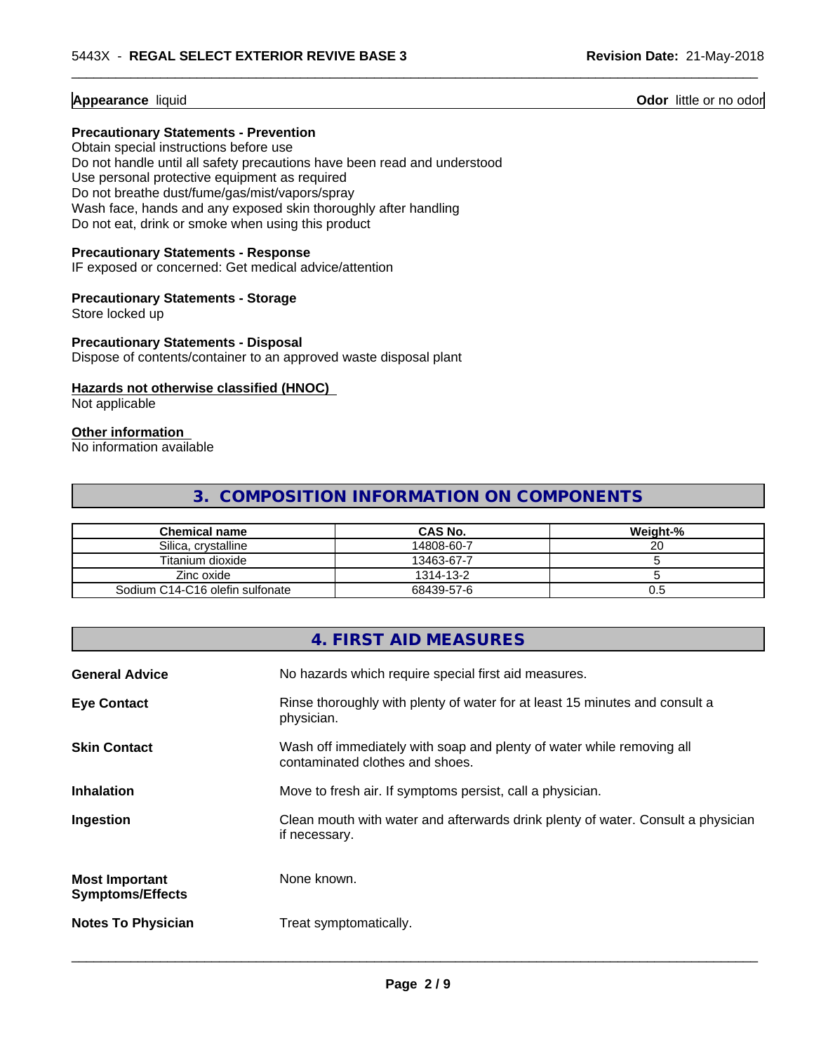**Appearance** liquid **Odor** little or no odor

**Precautionary Statements - Prevention**
Obtain special instructions before use
Do not handle until all safety precautions have been read and understood
Use personal protective equipment as required
Do not breathe dust/fume/gas/mist/vapors/spray
Wash face, hands and any exposed skin thoroughly after handling
Do not eat, drink or smoke when using this product

**Precautionary Statements - Response**
IF exposed or concerned: Get medical advice/attention

**Precautionary Statements - Storage**
Store locked up

**Precautionary Statements - Disposal**
Dispose of contents/container to an approved waste disposal plant

**Hazards not otherwise classified (HNOC)**
Not applicable

**Other information**
No information available

## 3. COMPOSITION INFORMATION ON COMPONENTS

| Chemical name | CAS No. | Weight-% |
|---|---|---|
| Silica, crystalline | 14808-60-7 | 20 |
| Titanium dioxide | 13463-67-7 | 5 |
| Zinc oxide | 1314-13-2 | 5 |
| Sodium C14-C16 olefin sulfonate | 68439-57-6 | 0.5 |

## 4. FIRST AID MEASURES

**General Advice** No hazards which require special first aid measures.

**Eye Contact** Rinse thoroughly with plenty of water for at least 15 minutes and consult a physician.

**Skin Contact** Wash off immediately with soap and plenty of water while removing all contaminated clothes and shoes.

**Inhalation** Move to fresh air. If symptoms persist, call a physician.

**Ingestion** Clean mouth with water and afterwards drink plenty of water. Consult a physician if necessary.

**Most Important Symptoms/Effects** None known.

**Notes To Physician** Treat symptomatically.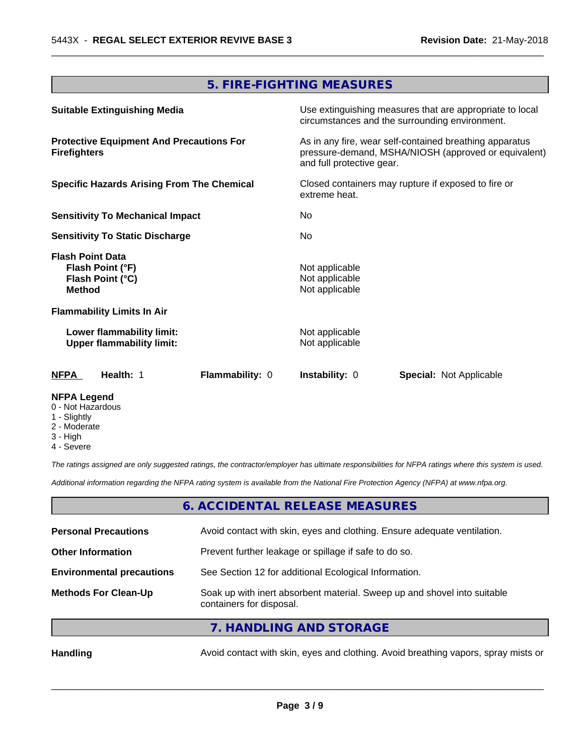## 5. FIRE-FIGHTING MEASURES

| | |
|---|---|
| **Suitable Extinguishing Media** | Use extinguishing measures that are appropriate to local circumstances and the surrounding environment. |
| **Protective Equipment And Precautions For Firefighters** | As in any fire, wear self-contained breathing apparatus pressure-demand, MSHA/NIOSH (approved or equivalent) and full protective gear. |
| **Specific Hazards Arising From The Chemical** | Closed containers may rupture if exposed to fire or extreme heat. |
| **Sensitivity To Mechanical Impact** | No |
| **Sensitivity To Static Discharge** | No |

**Flash Point Data**

| | |
|---|---|
| **Flash Point (°F)** | Not applicable |
| **Flash Point (°C)** | Not applicable |
| **Method** | Not applicable |

**Flammability Limits In Air**

| | |
|---|---|
| **Lower flammability limit:** | Not applicable |
| **Upper flammability limit:** | Not applicable |

| NFPA | Health: 1 | Flammability: 0 | Instability: 0 | Special: Not Applicable |
|---|---|---|---|---|

**NFPA Legend**
0 - Not Hazardous
1 - Slightly
2 - Moderate
3 - High
4 - Severe

*The ratings assigned are only suggested ratings, the contractor/employer has ultimate responsibilities for NFPA ratings where this system is used.*

*Additional information regarding the NFPA rating system is available from the National Fire Protection Agency (NFPA) at www.nfpa.org.*

## 6. ACCIDENTAL RELEASE MEASURES

| | |
|---|---|
| **Personal Precautions** | Avoid contact with skin, eyes and clothing. Ensure adequate ventilation. |
| **Other Information** | Prevent further leakage or spillage if safe to do so. |
| **Environmental precautions** | See Section 12 for additional Ecological Information. |
| **Methods For Clean-Up** | Soak up with inert absorbent material. Sweep up and shovel into suitable containers for disposal. |

## 7. HANDLING AND STORAGE

| | |
|---|---|
| **Handling** | Avoid contact with skin, eyes and clothing. Avoid breathing vapors, spray mists or |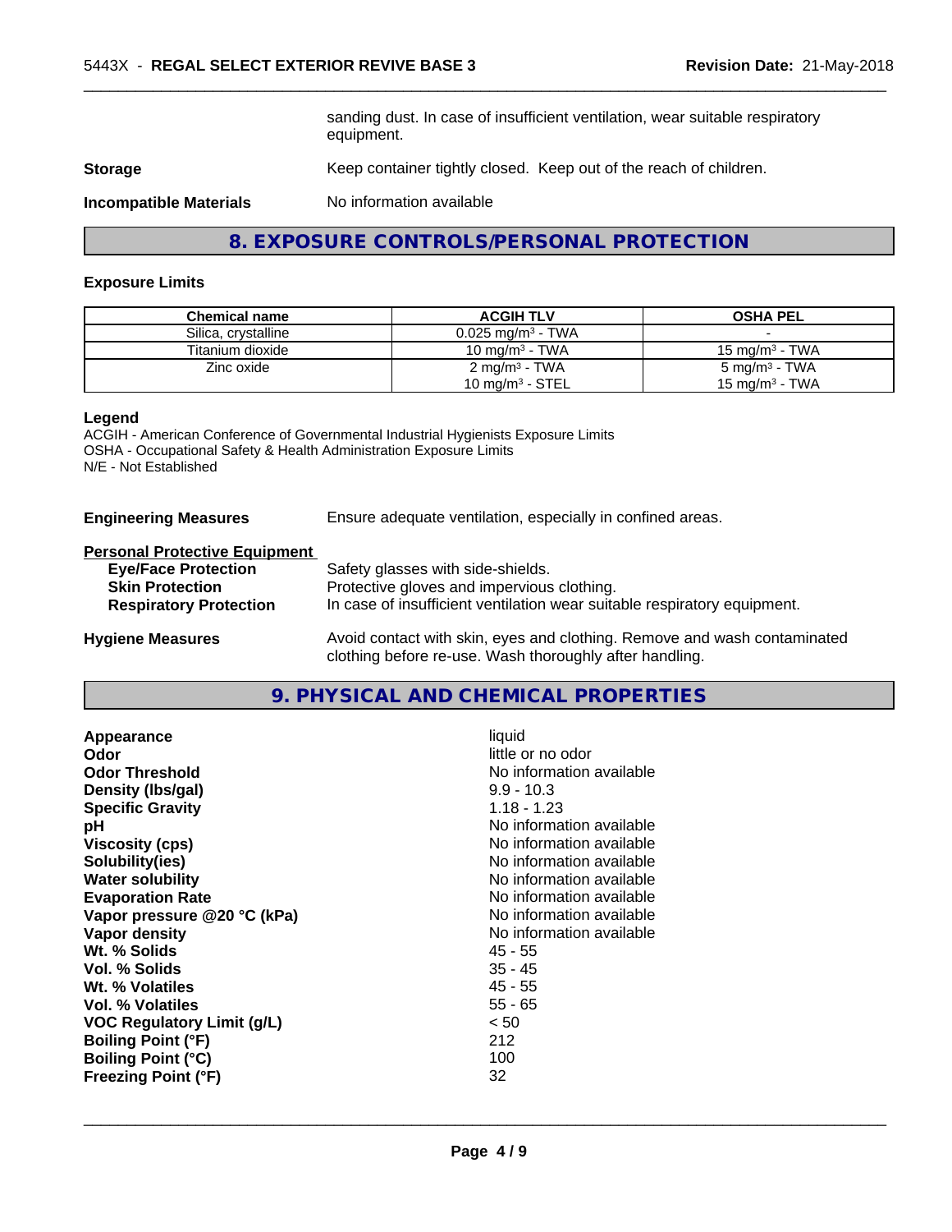sanding dust. In case of insufficient ventilation, wear suitable respiratory equipment.

**Storage** Keep container tightly closed. Keep out of the reach of children.

**Incompatible Materials** No information available

## 8. EXPOSURE CONTROLS/PERSONAL PROTECTION

### Exposure Limits

| Chemical name | ACGIH TLV | OSHA PEL |
|---|---|---|
| Silica, crystalline | 0.025 mg/m³ - TWA | - |
| Titanium dioxide | 10 mg/m³ - TWA | 15 mg/m³ - TWA |
| Zinc oxide | 2 mg/m³ - TWA<br>10 mg/m³ - STEL | 5 mg/m³ - TWA<br>15 mg/m³ - TWA |

**Legend**
ACGIH - American Conference of Governmental Industrial Hygienists Exposure Limits
OSHA - Occupational Safety & Health Administration Exposure Limits
N/E - Not Established

**Engineering Measures** Ensure adequate ventilation, especially in confined areas.

**Personal Protective Equipment**
- **Eye/Face Protection** Safety glasses with side-shields.
- **Skin Protection** Protective gloves and impervious clothing.
- **Respiratory Protection** In case of insufficient ventilation wear suitable respiratory equipment.

**Hygiene Measures** Avoid contact with skin, eyes and clothing. Remove and wash contaminated clothing before re-use. Wash thoroughly after handling.

## 9. PHYSICAL AND CHEMICAL PROPERTIES

| | |
|---|---|
| **Appearance** | liquid |
| **Odor** | little or no odor |
| **Odor Threshold** | No information available |
| **Density (lbs/gal)** | 9.9 - 10.3 |
| **Specific Gravity** | 1.18 - 1.23 |
| **pH** | No information available |
| **Viscosity (cps)** | No information available |
| **Solubility(ies)** | No information available |
| **Water solubility** | No information available |
| **Evaporation Rate** | No information available |
| **Vapor pressure @20 °C (kPa)** | No information available |
| **Vapor density** | No information available |
| **Wt. % Solids** | 45 - 55 |
| **Vol. % Solids** | 35 - 45 |
| **Wt. % Volatiles** | 45 - 55 |
| **Vol. % Volatiles** | 55 - 65 |
| **VOC Regulatory Limit (g/L)** | < 50 |
| **Boiling Point (°F)** | 212 |
| **Boiling Point (°C)** | 100 |
| **Freezing Point (°F)** | 32 |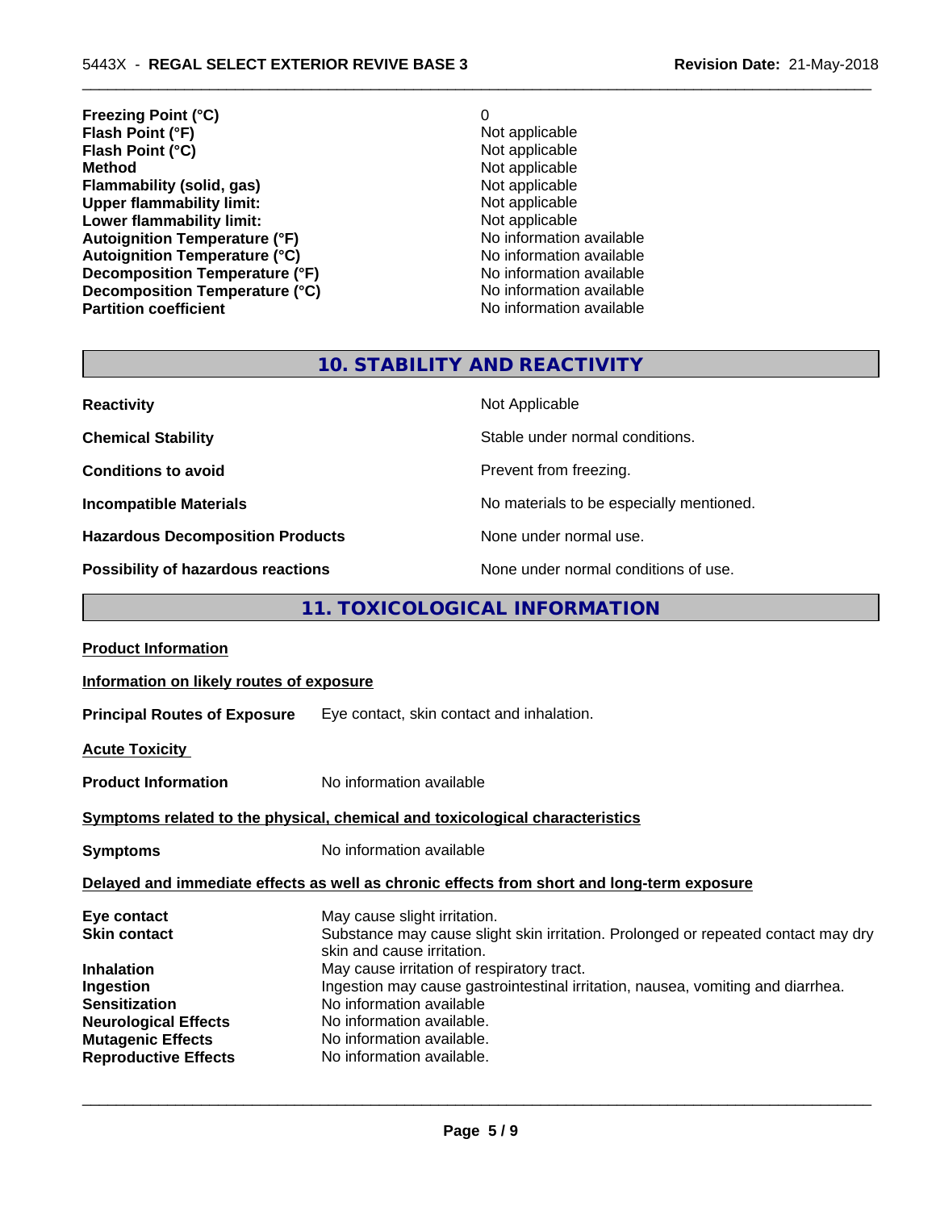| | |
|---|---|
| **Freezing Point (°C)** | 0 |
| **Flash Point (°F)** | Not applicable |
| **Flash Point (°C)** | Not applicable |
| **Method** | Not applicable |
| **Flammability (solid, gas)** | Not applicable |
| **Upper flammability limit:** | Not applicable |
| **Lower flammability limit:** | Not applicable |
| **Autoignition Temperature (°F)** | No information available |
| **Autoignition Temperature (°C)** | No information available |
| **Decomposition Temperature (°F)** | No information available |
| **Decomposition Temperature (°C)** | No information available |
| **Partition coefficient** | No information available |

## 10. STABILITY AND REACTIVITY

| | |
|---|---|
| **Reactivity** | Not Applicable |
| **Chemical Stability** | Stable under normal conditions. |
| **Conditions to avoid** | Prevent from freezing. |
| **Incompatible Materials** | No materials to be especially mentioned. |
| **Hazardous Decomposition Products** | None under normal use. |
| **Possibility of hazardous reactions** | None under normal conditions of use. |

## 11. TOXICOLOGICAL INFORMATION

**Product Information**

**Information on likely routes of exposure**

**Principal Routes of Exposure** Eye contact, skin contact and inhalation.

**Acute Toxicity**

**Product Information** No information available

**Symptoms related to the physical, chemical and toxicological characteristics**

**Symptoms** No information available

**Delayed and immediate effects as well as chronic effects from short and long-term exposure**

| | |
|---|---|
| **Eye contact** | May cause slight irritation. |
| **Skin contact** | Substance may cause slight skin irritation. Prolonged or repeated contact may dry skin and cause irritation. |
| **Inhalation** | May cause irritation of respiratory tract. |
| **Ingestion** | Ingestion may cause gastrointestinal irritation, nausea, vomiting and diarrhea. |
| **Sensitization** | No information available |
| **Neurological Effects** | No information available. |
| **Mutagenic Effects** | No information available. |
| **Reproductive Effects** | No information available. |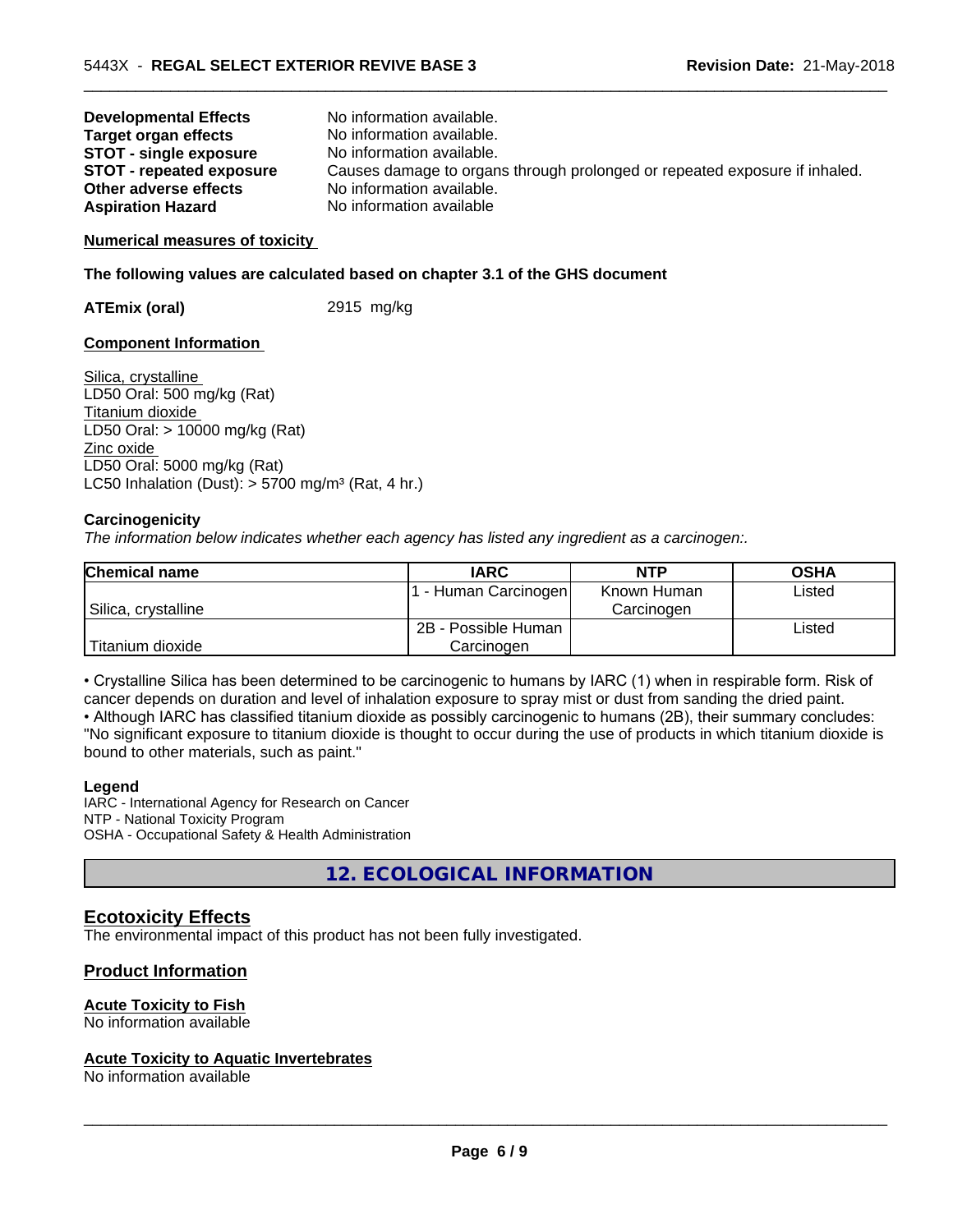| | |
|---|---|
| **Developmental Effects** | No information available. |
| **Target organ effects** | No information available. |
| **STOT - single exposure** | No information available. |
| **STOT - repeated exposure** | Causes damage to organs through prolonged or repeated exposure if inhaled. |
| **Other adverse effects** | No information available. |
| **Aspiration Hazard** | No information available |

**Numerical measures of toxicity**

**The following values are calculated based on chapter 3.1 of the GHS document**

**ATEmix (oral)** 2915 mg/kg

**Component Information**

Silica, crystalline
LD50 Oral: 500 mg/kg (Rat)
Titanium dioxide
LD50 Oral: > 10000 mg/kg (Rat)
Zinc oxide
LD50 Oral: 5000 mg/kg (Rat)
LC50 Inhalation (Dust): > 5700 mg/m³ (Rat, 4 hr.)

**Carcinogenicity**

*The information below indicates whether each agency has listed any ingredient as a carcinogen:.*

| Chemical name | IARC | NTP | OSHA |
|---|---|---|---|
| Silica, crystalline | 1 - Human Carcinogen | Known Human Carcinogen | Listed |
| Titanium dioxide | 2B - Possible Human Carcinogen | | Listed |

• Crystalline Silica has been determined to be carcinogenic to humans by IARC (1) when in respirable form. Risk of cancer depends on duration and level of inhalation exposure to spray mist or dust from sanding the dried paint.
• Although IARC has classified titanium dioxide as possibly carcinogenic to humans (2B), their summary concludes: "No significant exposure to titanium dioxide is thought to occur during the use of products in which titanium dioxide is bound to other materials, such as paint."

**Legend**
IARC - International Agency for Research on Cancer
NTP - National Toxicity Program
OSHA - Occupational Safety & Health Administration

## 12. ECOLOGICAL INFORMATION

### Ecotoxicity Effects

The environmental impact of this product has not been fully investigated.

### Product Information

**Acute Toxicity to Fish**
No information available

**Acute Toxicity to Aquatic Invertebrates**
No information available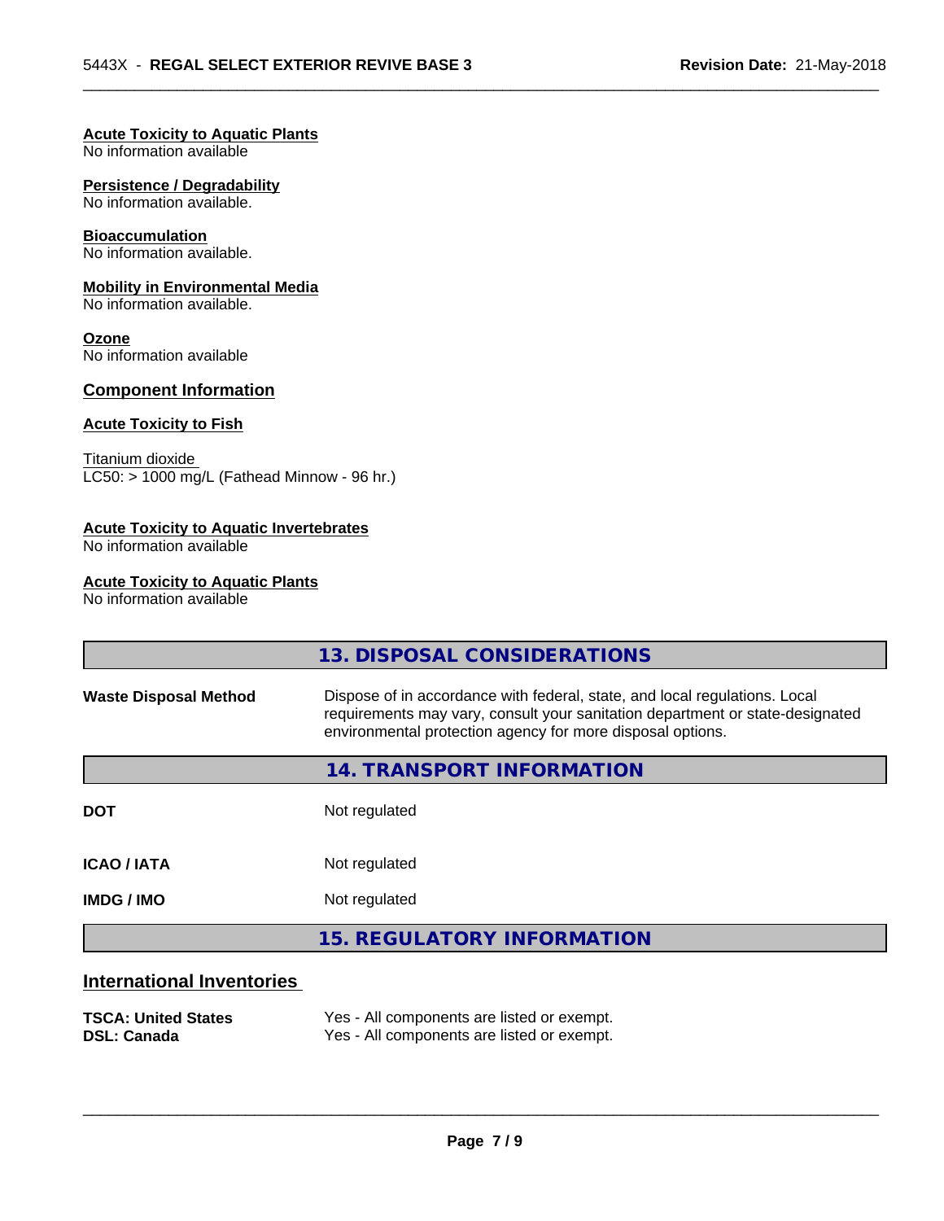**Acute Toxicity to Aquatic Plants**
No information available

**Persistence / Degradability**
No information available.

**Bioaccumulation**
No information available.

**Mobility in Environmental Media**
No information available.

**Ozone**
No information available

## Component Information

**Acute Toxicity to Fish**

Titanium dioxide
LC50: > 1000 mg/L (Fathead Minnow - 96 hr.)

**Acute Toxicity to Aquatic Invertebrates**
No information available

**Acute Toxicity to Aquatic Plants**
No information available

## 13. DISPOSAL CONSIDERATIONS

| | |
|---|---|
| **Waste Disposal Method** | Dispose of in accordance with federal, state, and local regulations. Local requirements may vary, consult your sanitation department or state-designated environmental protection agency for more disposal options. |

## 14. TRANSPORT INFORMATION

| | |
|---|---|
| **DOT** | Not regulated |
| **ICAO / IATA** | Not regulated |
| **IMDG / IMO** | Not regulated |

## 15. REGULATORY INFORMATION

### International Inventories

| | |
|---|---|
| **TSCA: United States** | Yes - All components are listed or exempt. |
| **DSL: Canada** | Yes - All components are listed or exempt. |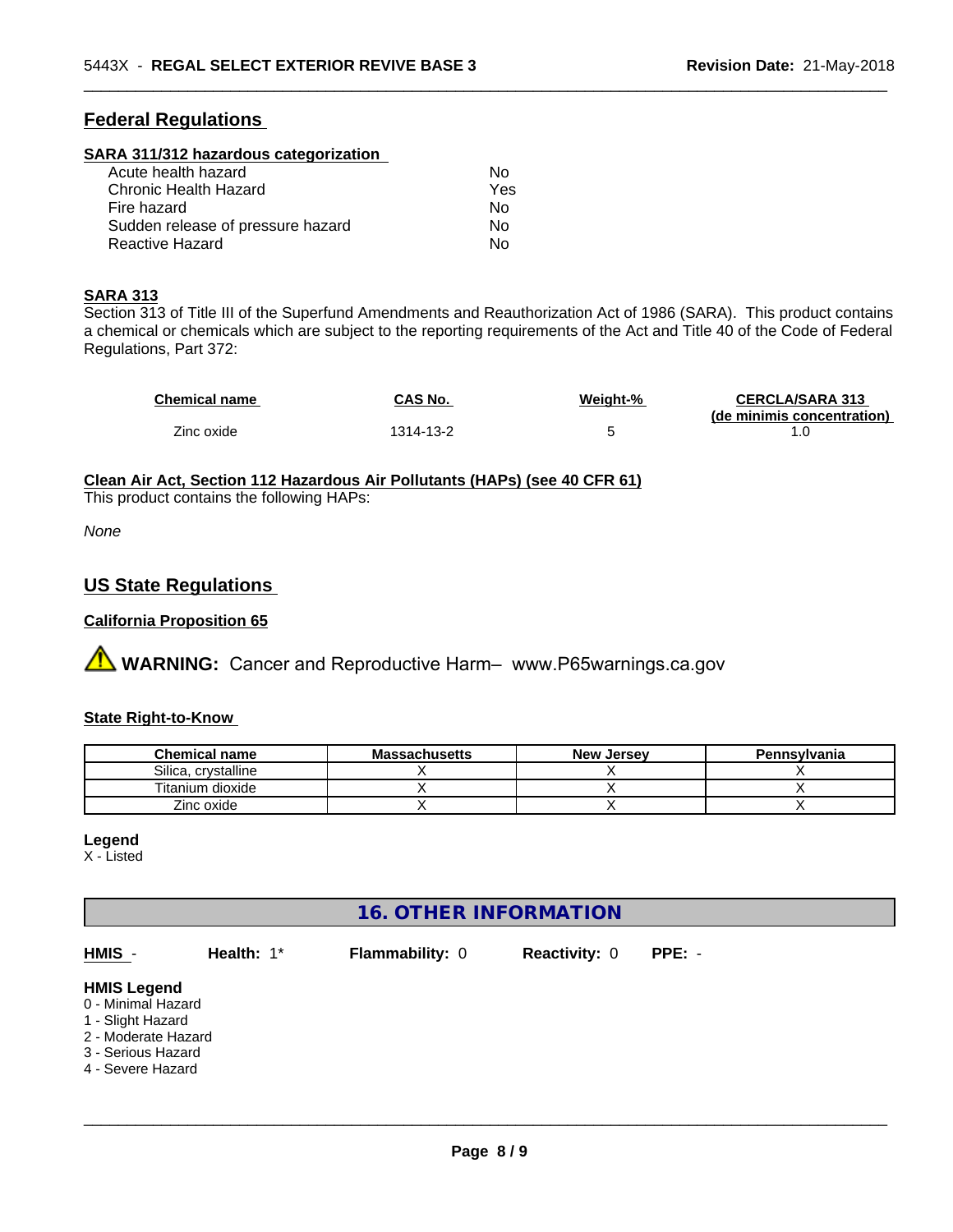## Federal Regulations

### SARA 311/312 hazardous categorization

| | |
|---|---|
| Acute health hazard | No |
| Chronic Health Hazard | Yes |
| Fire hazard | No |
| Sudden release of pressure hazard | No |
| Reactive Hazard | No |

### SARA 313

Section 313 of Title III of the Superfund Amendments and Reauthorization Act of 1986 (SARA). This product contains a chemical or chemicals which are subject to the reporting requirements of the Act and Title 40 of the Code of Federal Regulations, Part 372:

| Chemical name | CAS No. | Weight-% | CERCLA/SARA 313 (de minimis concentration) |
|---|---|---|---|
| Zinc oxide | 1314-13-2 | 5 | 1.0 |

### Clean Air Act, Section 112 Hazardous Air Pollutants (HAPs) (see 40 CFR 61)

This product contains the following HAPs:

*None*

## US State Regulations

### California Proposition 65

⚠ **WARNING:** Cancer and Reproductive Harm– www.P65warnings.ca.gov

### State Right-to-Know

| Chemical name | Massachusetts | New Jersey | Pennsylvania |
|---|---|---|---|
| Silica, crystalline | X | X | X |
| Titanium dioxide | X | X | X |
| Zinc oxide | X | X | X |

**Legend**

X - Listed

# 16. OTHER INFORMATION

**HMIS** - **Health:** 1* **Flammability:** 0 **Reactivity:** 0 **PPE:** -

**HMIS Legend**

0 - Minimal Hazard
1 - Slight Hazard
2 - Moderate Hazard
3 - Serious Hazard
4 - Severe Hazard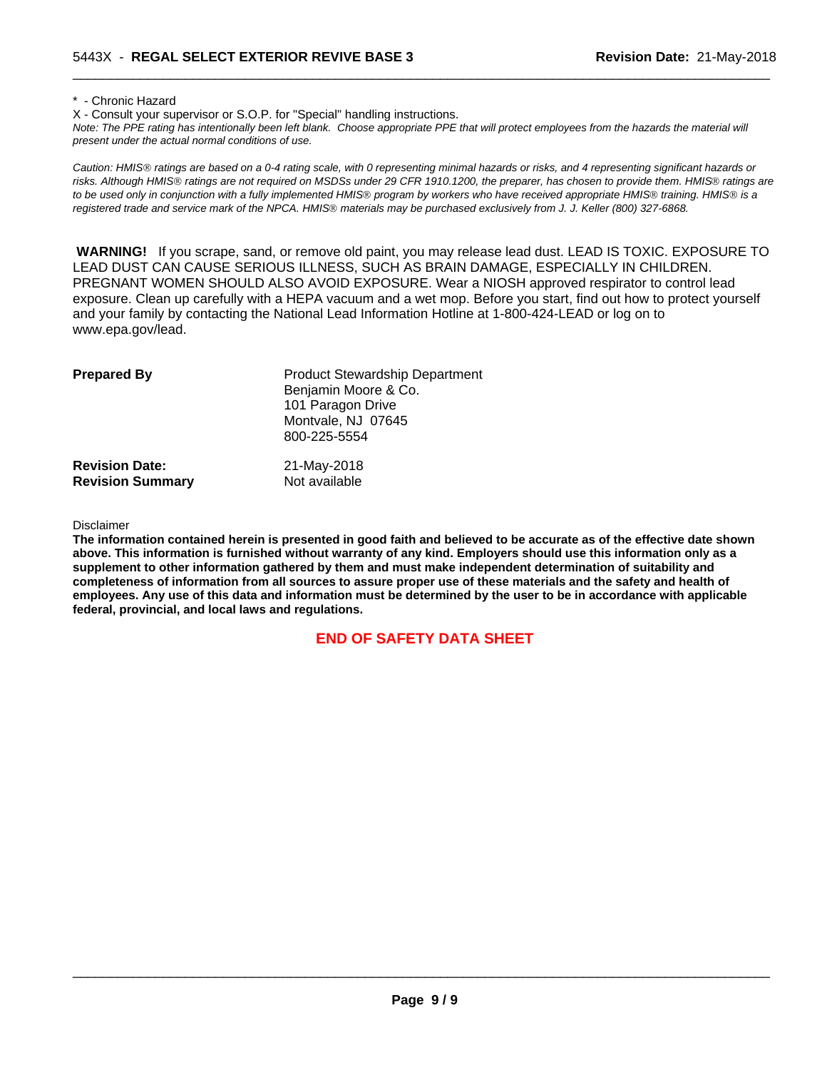* - Chronic Hazard

X - Consult your supervisor or S.O.P. for "Special" handling instructions.

*Note: The PPE rating has intentionally been left blank. Choose appropriate PPE that will protect employees from the hazards the material will present under the actual normal conditions of use.*

*Caution: HMIS® ratings are based on a 0-4 rating scale, with 0 representing minimal hazards or risks, and 4 representing significant hazards or risks. Although HMIS® ratings are not required on MSDSs under 29 CFR 1910.1200, the preparer, has chosen to provide them. HMIS® ratings are to be used only in conjunction with a fully implemented HMIS® program by workers who have received appropriate HMIS® training. HMIS® is a registered trade and service mark of the NPCA. HMIS® materials may be purchased exclusively from J. J. Keller (800) 327-6868.*

**WARNING!** If you scrape, sand, or remove old paint, you may release lead dust. LEAD IS TOXIC. EXPOSURE TO LEAD DUST CAN CAUSE SERIOUS ILLNESS, SUCH AS BRAIN DAMAGE, ESPECIALLY IN CHILDREN. PREGNANT WOMEN SHOULD ALSO AVOID EXPOSURE. Wear a NIOSH approved respirator to control lead exposure. Clean up carefully with a HEPA vacuum and a wet mop. Before you start, find out how to protect yourself and your family by contacting the National Lead Information Hotline at 1-800-424-LEAD or log on to www.epa.gov/lead.

| | |
|---|---|
| **Prepared By** | Product Stewardship Department<br>Benjamin Moore & Co.<br>101 Paragon Drive<br>Montvale, NJ 07645<br>800-225-5554 |
| **Revision Date:** | 21-May-2018 |
| **Revision Summary** | Not available |

Disclaimer

**The information contained herein is presented in good faith and believed to be accurate as of the effective date shown above. This information is furnished without warranty of any kind. Employers should use this information only as a supplement to other information gathered by them and must make independent determination of suitability and completeness of information from all sources to assure proper use of these materials and the safety and health of employees. Any use of this data and information must be determined by the user to be in accordance with applicable federal, provincial, and local laws and regulations.**

**END OF SAFETY DATA SHEET**